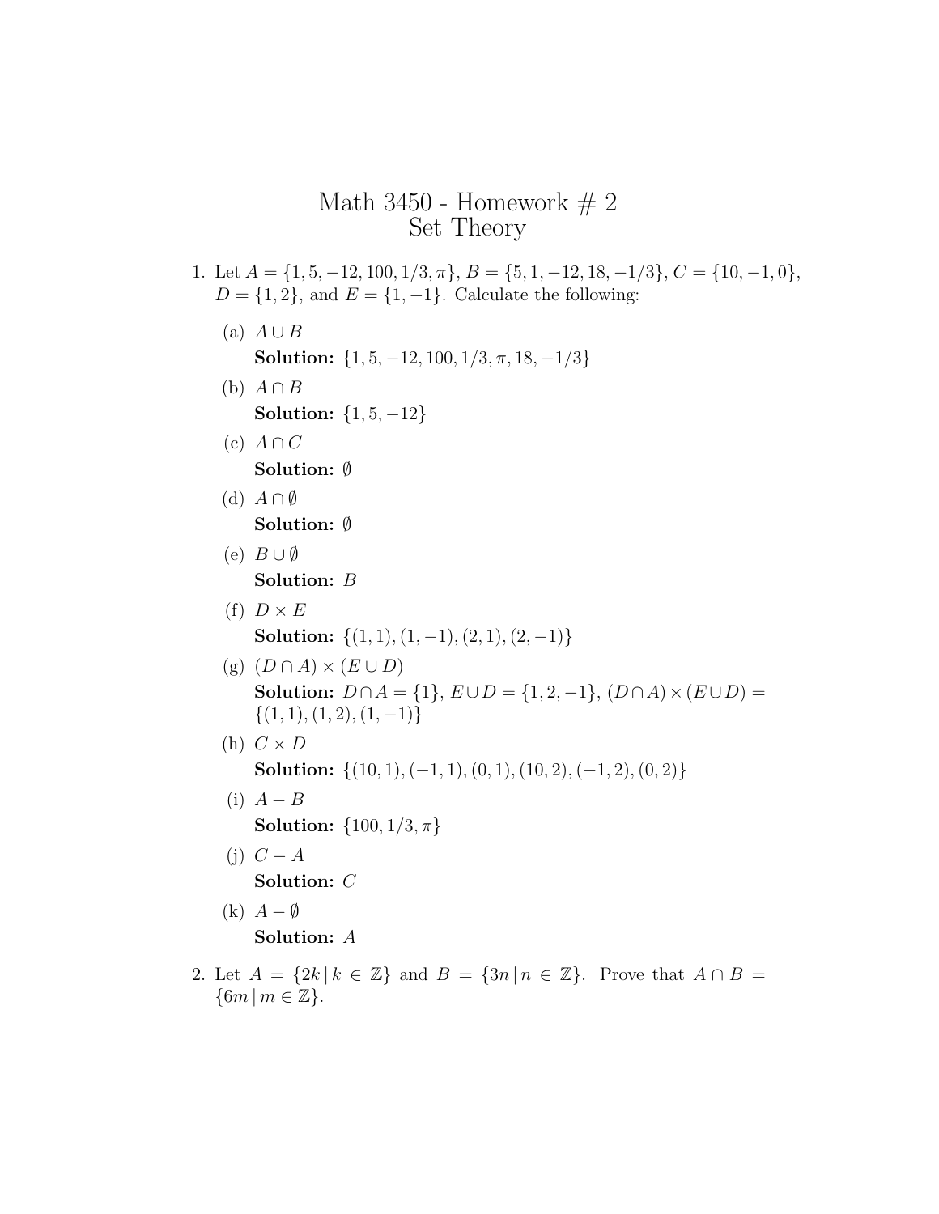# Math 3450 - Homework # 2
## Set Theory

1. Let $A = \{1, 5, -12, 100, 1/3, \pi\}$, $B = \{5, 1, -12, 18, -1/3\}$, $C = \{10, -1, 0\}$, $D = \{1, 2\}$, and $E = \{1, -1\}$. Calculate the following:

   (a) $A \cup B$
   **Solution:** $\{1, 5, -12, 100, 1/3, \pi, 18, -1/3\}$

   (b) $A \cap B$
   **Solution:** $\{1, 5, -12\}$

   (c) $A \cap C$
   **Solution:** $\emptyset$

   (d) $A \cap \emptyset$
   **Solution:** $\emptyset$

   (e) $B \cup \emptyset$
   **Solution:** $B$

   (f) $D \times E$
   **Solution:** $\{(1, 1), (1, -1), (2, 1), (2, -1)\}$

   (g) $(D \cap A) \times (E \cup D)$
   **Solution:** $D \cap A = \{1\}$, $E \cup D = \{1, 2, -1\}$, $(D \cap A) \times (E \cup D) = \{(1, 1), (1, 2), (1, -1)\}$

   (h) $C \times D$
   **Solution:** $\{(10, 1), (-1, 1), (0, 1), (10, 2), (-1, 2), (0, 2)\}$

   (i) $A - B$
   **Solution:** $\{100, 1/3, \pi\}$

   (j) $C - A$
   **Solution:** $C$

   (k) $A - \emptyset$
   **Solution:** $A$

2. Let $A = \{2k \,|\, k \in \mathbb{Z}\}$ and $B = \{3n \,|\, n \in \mathbb{Z}\}$. Prove that $A \cap B = \{6m \,|\, m \in \mathbb{Z}\}$.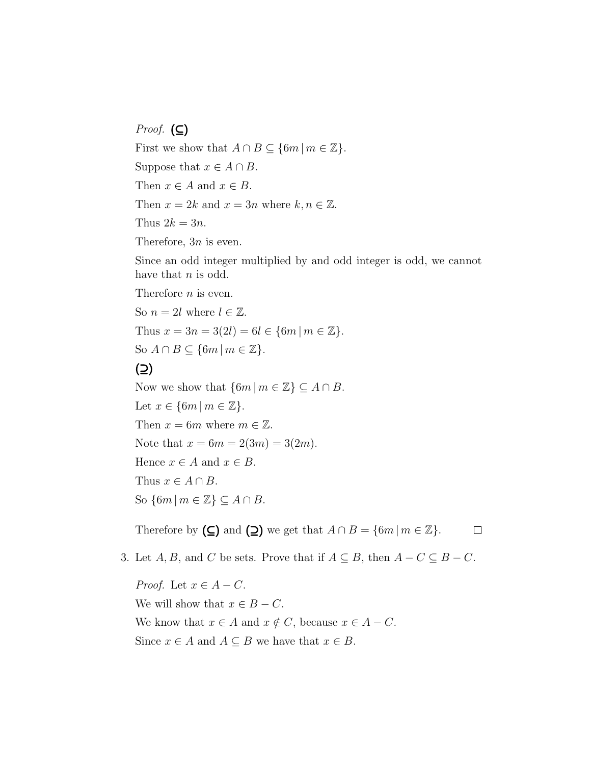*Proof.* **(⊆)**

First we show that $A \cap B \subseteq \{6m \,|\, m \in \mathbb{Z}\}$.

Suppose that $x \in A \cap B$.

Then $x \in A$ and $x \in B$.

Then $x = 2k$ and $x = 3n$ where $k, n \in \mathbb{Z}$.

Thus $2k = 3n$.

Therefore, $3n$ is even.

Since an odd integer multiplied by and odd integer is odd, we cannot have that $n$ is odd.

Therefore $n$ is even.

So $n = 2l$ where $l \in \mathbb{Z}$.

Thus $x = 3n = 3(2l) = 6l \in \{6m \,|\, m \in \mathbb{Z}\}$.

So $A \cap B \subseteq \{6m \,|\, m \in \mathbb{Z}\}$.

**(⊇)**

Now we show that $\{6m \,|\, m \in \mathbb{Z}\} \subseteq A \cap B$.

Let $x \in \{6m \,|\, m \in \mathbb{Z}\}$.

Then $x = 6m$ where $m \in \mathbb{Z}$.

Note that $x = 6m = 2(3m) = 3(2m)$.

Hence $x \in A$ and $x \in B$.

Thus $x \in A \cap B$.

So $\{6m \,|\, m \in \mathbb{Z}\} \subseteq A \cap B$.

Therefore by **(⊆)** and **(⊇)** we get that $A \cap B = \{6m \,|\, m \in \mathbb{Z}\}$. □

3. Let $A, B$, and $C$ be sets. Prove that if $A \subseteq B$, then $A - C \subseteq B - C$.

   *Proof.* Let $x \in A - C$.

   We will show that $x \in B - C$.

   We know that $x \in A$ and $x \notin C$, because $x \in A - C$.

   Since $x \in A$ and $A \subseteq B$ we have that $x \in B$.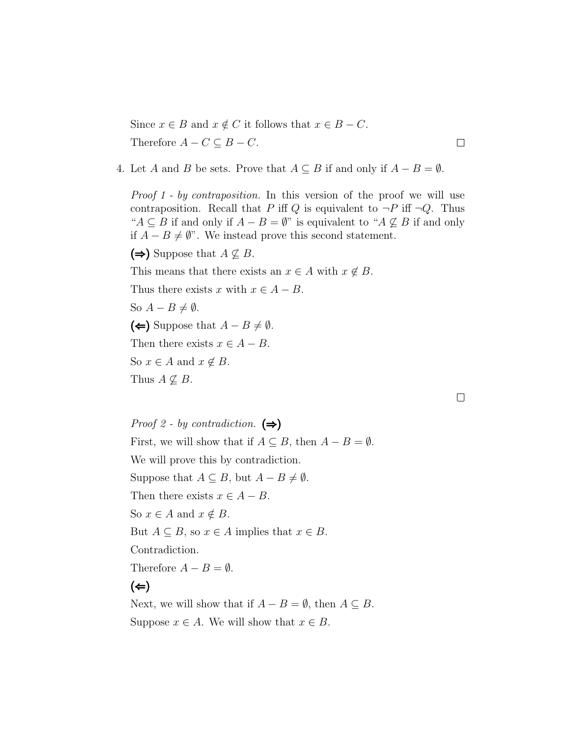Since $x \in B$ and $x \notin C$ it follows that $x \in B - C$.

Therefore $A - C \subseteq B - C$. □

4. Let $A$ and $B$ be sets. Prove that $A \subseteq B$ if and only if $A - B = \emptyset$.

   *Proof 1 - by contraposition.* In this version of the proof we will use contraposition. Recall that $P$ iff $Q$ is equivalent to $\neg P$ iff $\neg Q$. Thus "$A \subseteq B$ if and only if $A - B = \emptyset$" is equivalent to "$A \not\subseteq B$ if and only if $A - B \neq \emptyset$". We instead prove this second statement.

   **(⇒)** Suppose that $A \not\subseteq B$.

   This means that there exists an $x \in A$ with $x \notin B$.

   Thus there exists $x$ with $x \in A - B$.

   So $A - B \neq \emptyset$.

   **(⇐)** Suppose that $A - B \neq \emptyset$.

   Then there exists $x \in A - B$.

   So $x \in A$ and $x \notin B$.

   Thus $A \not\subseteq B$.

   □

   *Proof 2 - by contradiction.* **(⇒)**

   First, we will show that if $A \subseteq B$, then $A - B = \emptyset$.

   We will prove this by contradiction.

   Suppose that $A \subseteq B$, but $A - B \neq \emptyset$.

   Then there exists $x \in A - B$.

   So $x \in A$ and $x \notin B$.

   But $A \subseteq B$, so $x \in A$ implies that $x \in B$.

   Contradiction.

   Therefore $A - B = \emptyset$.

   **(⇐)**

   Next, we will show that if $A - B = \emptyset$, then $A \subseteq B$.

   Suppose $x \in A$. We will show that $x \in B$.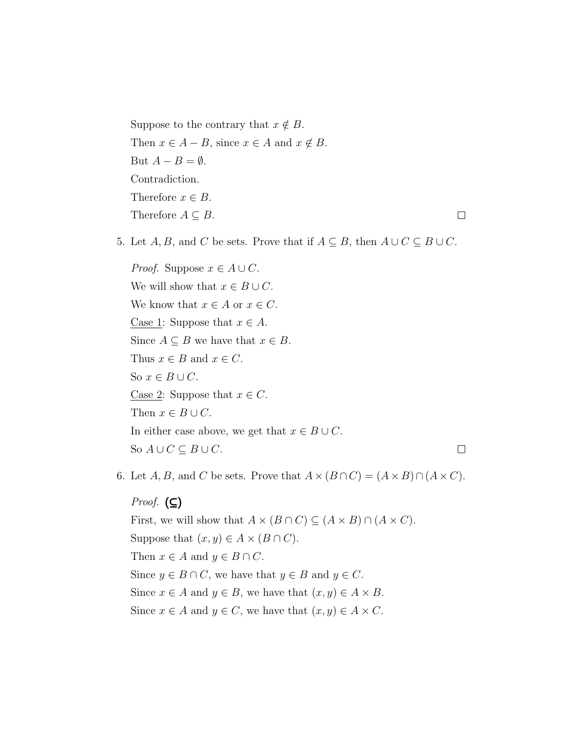Suppose to the contrary that $x \notin B$.

Then $x \in A - B$, since $x \in A$ and $x \notin B$.

But $A - B = \emptyset$.

Contradiction.

Therefore $x \in B$.

Therefore $A \subseteq B$. $\square$

5. Let $A, B$, and $C$ be sets. Prove that if $A \subseteq B$, then $A \cup C \subseteq B \cup C$.

   *Proof.* Suppose $x \in A \cup C$.

   We will show that $x \in B \cup C$.

   We know that $x \in A$ or $x \in C$.

   Case 1: Suppose that $x \in A$.

   Since $A \subseteq B$ we have that $x \in B$.

   Thus $x \in B$ and $x \in C$.

   So $x \in B \cup C$.

   Case 2: Suppose that $x \in C$.

   Then $x \in B \cup C$.

   In either case above, we get that $x \in B \cup C$.

   So $A \cup C \subseteq B \cup C$. $\square$

6. Let $A, B$, and $C$ be sets. Prove that $A \times (B \cap C) = (A \times B) \cap (A \times C)$.

   *Proof.* **(⊆)**

   First, we will show that $A \times (B \cap C) \subseteq (A \times B) \cap (A \times C)$.

   Suppose that $(x, y) \in A \times (B \cap C)$.

   Then $x \in A$ and $y \in B \cap C$.

   Since $y \in B \cap C$, we have that $y \in B$ and $y \in C$.

   Since $x \in A$ and $y \in B$, we have that $(x, y) \in A \times B$.

   Since $x \in A$ and $y \in C$, we have that $(x, y) \in A \times C$.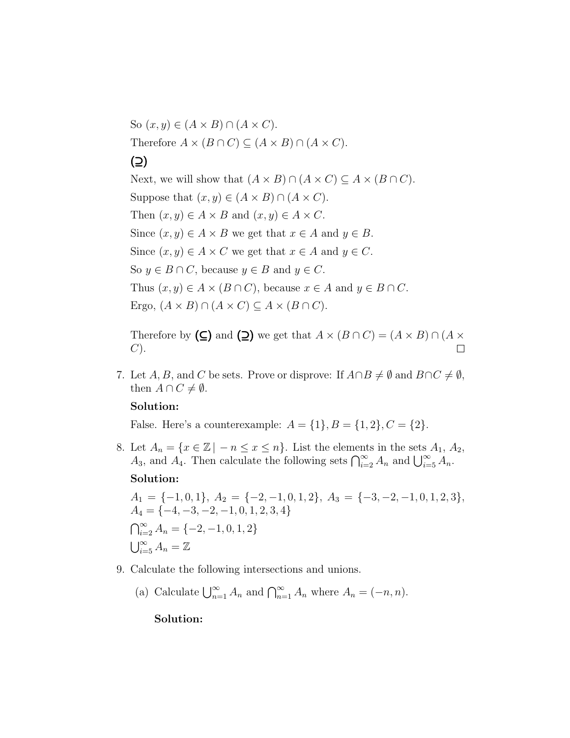So $(x, y) \in (A \times B) \cap (A \times C)$.

Therefore $A \times (B \cap C) \subseteq (A \times B) \cap (A \times C)$.

**($\supseteq$)**

Next, we will show that $(A \times B) \cap (A \times C) \subseteq A \times (B \cap C)$.

Suppose that $(x, y) \in (A \times B) \cap (A \times C)$.

Then $(x, y) \in A \times B$ and $(x, y) \in A \times C$.

Since $(x, y) \in A \times B$ we get that $x \in A$ and $y \in B$.

Since $(x, y) \in A \times C$ we get that $x \in A$ and $y \in C$.

So $y \in B \cap C$, because $y \in B$ and $y \in C$.

Thus $(x, y) \in A \times (B \cap C)$, because $x \in A$ and $y \in B \cap C$.

Ergo, $(A \times B) \cap (A \times C) \subseteq A \times (B \cap C)$.

Therefore by **($\subseteq$)** and **($\supseteq$)** we get that $A \times (B \cap C) = (A \times B) \cap (A \times C)$. $\square$

7. Let $A, B$, and $C$ be sets. Prove or disprove: If $A \cap B \neq \emptyset$ and $B \cap C \neq \emptyset$, then $A \cap C \neq \emptyset$.

   **Solution:**

   False. Here's a counterexample: $A = \{1\}, B = \{1, 2\}, C = \{2\}$.

8. Let $A_n = \{x \in \mathbb{Z} \mid -n \leq x \leq n\}$. List the elements in the sets $A_1$, $A_2$, $A_3$, and $A_4$. Then calculate the following sets $\bigcap_{i=2}^{\infty} A_n$ and $\bigcup_{i=5}^{\infty} A_n$.

   **Solution:**

   $A_1 = \{-1, 0, 1\}$, $A_2 = \{-2, -1, 0, 1, 2\}$, $A_3 = \{-3, -2, -1, 0, 1, 2, 3\}$, $A_4 = \{-4, -3, -2, -1, 0, 1, 2, 3, 4\}$

   $\bigcap_{i=2}^{\infty} A_n = \{-2, -1, 0, 1, 2\}$

   $\bigcup_{i=5}^{\infty} A_n = \mathbb{Z}$

9. Calculate the following intersections and unions.

   (a) Calculate $\bigcup_{n=1}^{\infty} A_n$ and $\bigcap_{n=1}^{\infty} A_n$ where $A_n = (-n, n)$.

   **Solution:**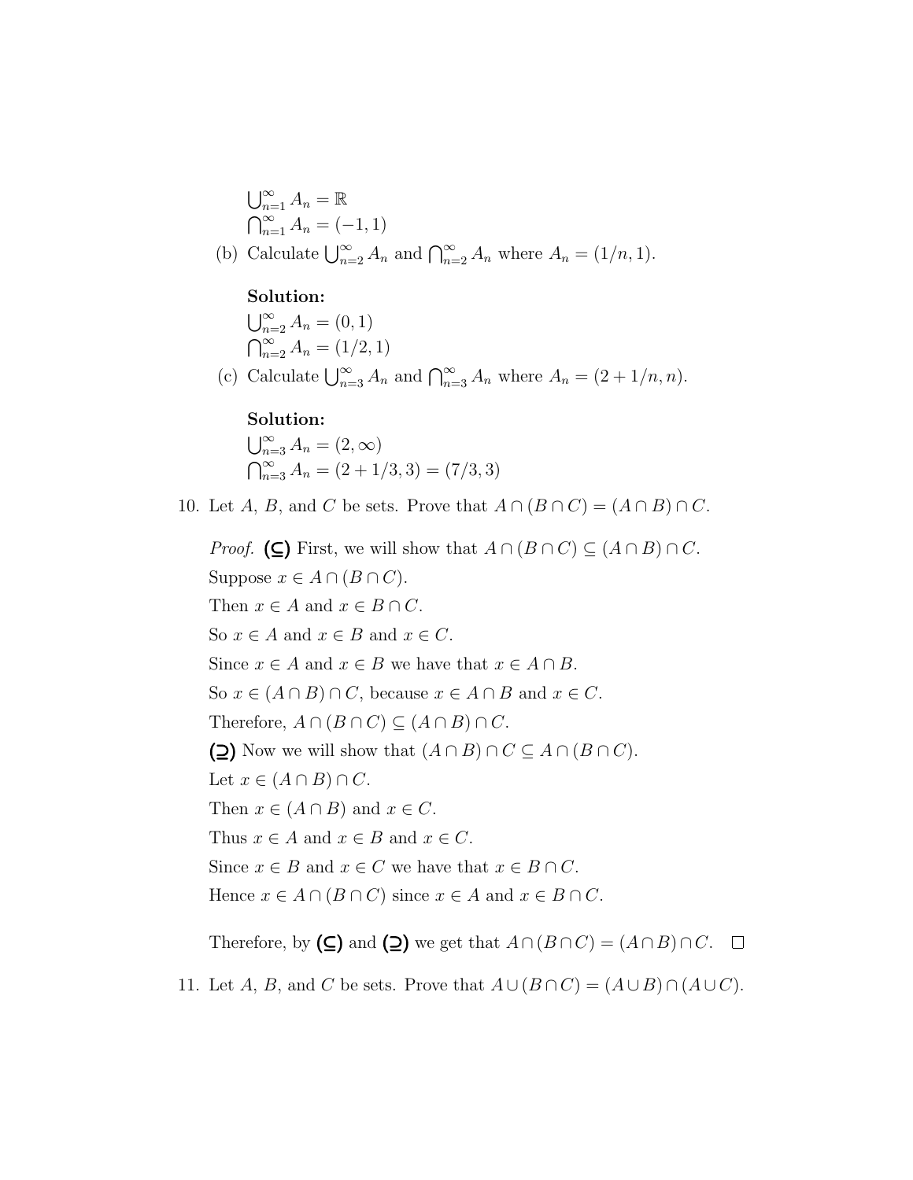$\bigcup_{n=1}^{\infty} A_n = \mathbb{R}$
$\bigcap_{n=1}^{\infty} A_n = (-1, 1)$

(b) Calculate $\bigcup_{n=2}^{\infty} A_n$ and $\bigcap_{n=2}^{\infty} A_n$ where $A_n = (1/n, 1)$.

**Solution:**
$\bigcup_{n=2}^{\infty} A_n = (0, 1)$
$\bigcap_{n=2}^{\infty} A_n = (1/2, 1)$

(c) Calculate $\bigcup_{n=3}^{\infty} A_n$ and $\bigcap_{n=3}^{\infty} A_n$ where $A_n = (2 + 1/n, n)$.

**Solution:**
$\bigcup_{n=3}^{\infty} A_n = (2, \infty)$
$\bigcap_{n=3}^{\infty} A_n = (2 + 1/3, 3) = (7/3, 3)$

10. Let $A$, $B$, and $C$ be sets. Prove that $A \cap (B \cap C) = (A \cap B) \cap C$.

*Proof.* **(⊆)** First, we will show that $A \cap (B \cap C) \subseteq (A \cap B) \cap C$.
Suppose $x \in A \cap (B \cap C)$.
Then $x \in A$ and $x \in B \cap C$.
So $x \in A$ and $x \in B$ and $x \in C$.
Since $x \in A$ and $x \in B$ we have that $x \in A \cap B$.
So $x \in (A \cap B) \cap C$, because $x \in A \cap B$ and $x \in C$.
Therefore, $A \cap (B \cap C) \subseteq (A \cap B) \cap C$.
**(⊇)** Now we will show that $(A \cap B) \cap C \subseteq A \cap (B \cap C)$.
Let $x \in (A \cap B) \cap C$.
Then $x \in (A \cap B)$ and $x \in C$.
Thus $x \in A$ and $x \in B$ and $x \in C$.
Since $x \in B$ and $x \in C$ we have that $x \in B \cap C$.
Hence $x \in A \cap (B \cap C)$ since $x \in A$ and $x \in B \cap C$.

Therefore, by **(⊆)** and **(⊇)** we get that $A \cap (B \cap C) = (A \cap B) \cap C$. □

11. Let $A$, $B$, and $C$ be sets. Prove that $A \cup (B \cap C) = (A \cup B) \cap (A \cup C)$.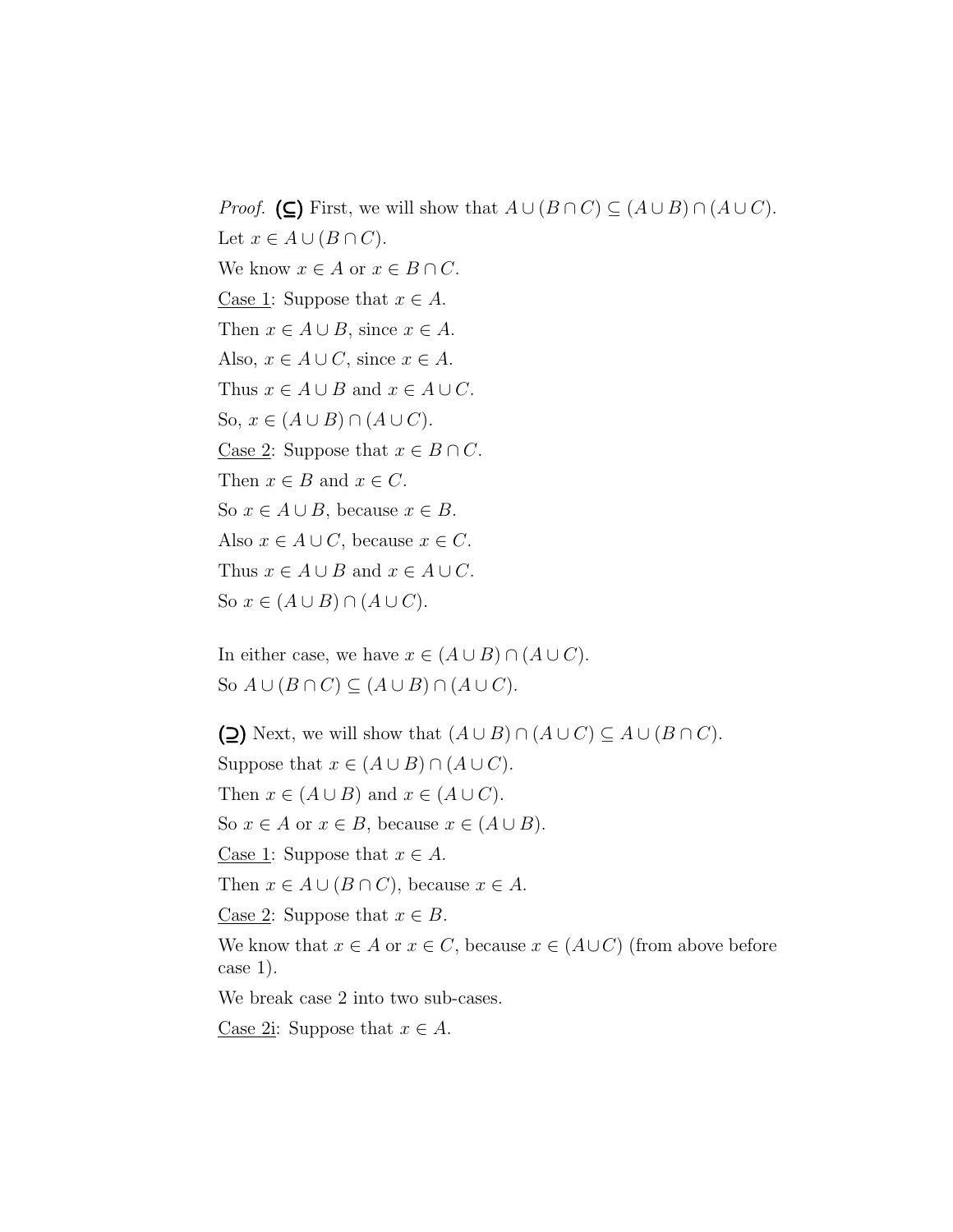*Proof.* **(⊆)** First, we will show that $A \cup (B \cap C) \subseteq (A \cup B) \cap (A \cup C)$.

Let $x \in A \cup (B \cap C)$.

We know $x \in A$ or $x \in B \cap C$.

<u>Case 1</u>: Suppose that $x \in A$.

Then $x \in A \cup B$, since $x \in A$.

Also, $x \in A \cup C$, since $x \in A$.

Thus $x \in A \cup B$ and $x \in A \cup C$.

So, $x \in (A \cup B) \cap (A \cup C)$.

<u>Case 2</u>: Suppose that $x \in B \cap C$.

Then $x \in B$ and $x \in C$.

So $x \in A \cup B$, because $x \in B$.

Also $x \in A \cup C$, because $x \in C$.

Thus $x \in A \cup B$ and $x \in A \cup C$.

So $x \in (A \cup B) \cap (A \cup C)$.

In either case, we have $x \in (A \cup B) \cap (A \cup C)$.

So $A \cup (B \cap C) \subseteq (A \cup B) \cap (A \cup C)$.

**(⊇)** Next, we will show that $(A \cup B) \cap (A \cup C) \subseteq A \cup (B \cap C)$.

Suppose that $x \in (A \cup B) \cap (A \cup C)$.

Then $x \in (A \cup B)$ and $x \in (A \cup C)$.

So $x \in A$ or $x \in B$, because $x \in (A \cup B)$.

<u>Case 1</u>: Suppose that $x \in A$.

Then $x \in A \cup (B \cap C)$, because $x \in A$.

<u>Case 2</u>: Suppose that $x \in B$.

We know that $x \in A$ or $x \in C$, because $x \in (A \cup C)$ (from above before case 1).

We break case 2 into two sub-cases.

<u>Case 2i</u>: Suppose that $x \in A$.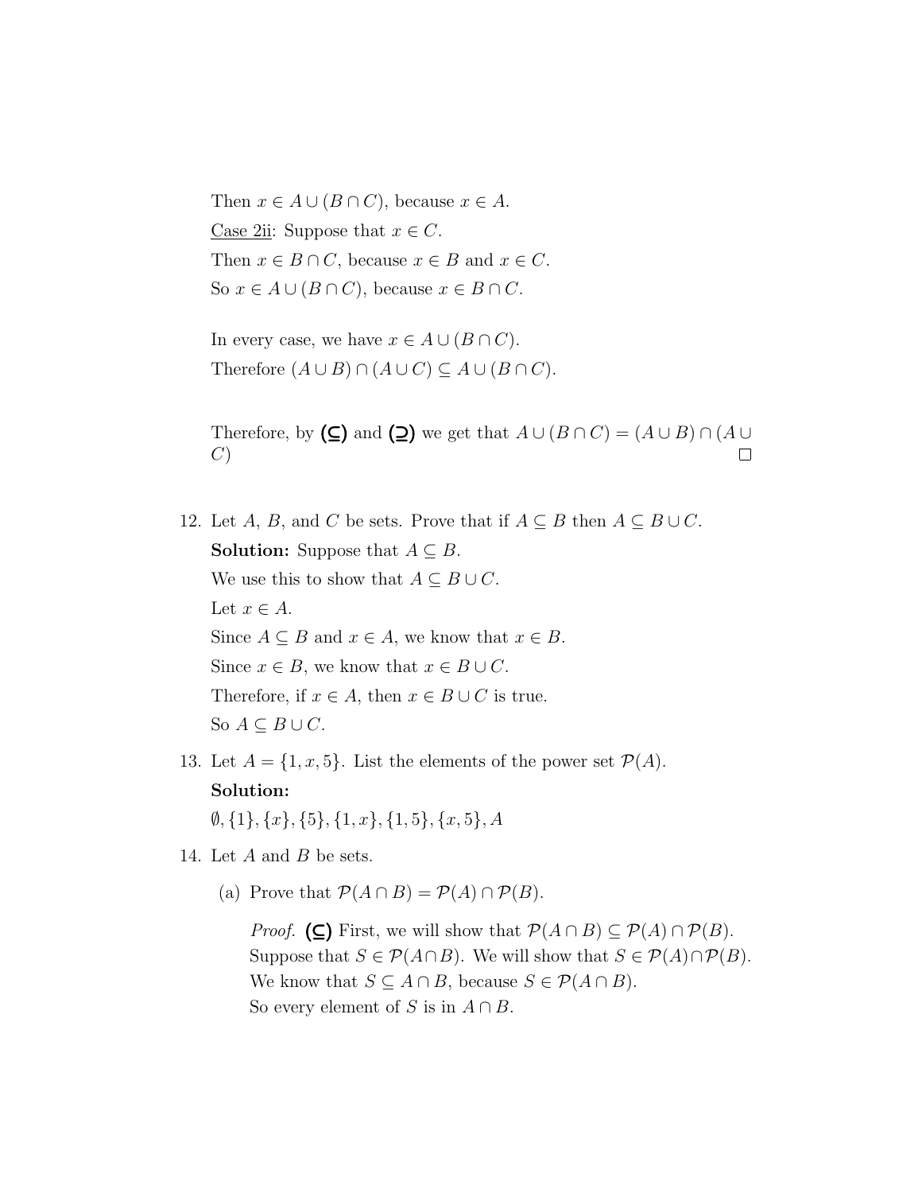Then $x \in A \cup (B \cap C)$, because $x \in A$.

Case 2ii: Suppose that $x \in C$.

Then $x \in B \cap C$, because $x \in B$ and $x \in C$.

So $x \in A \cup (B \cap C)$, because $x \in B \cap C$.

In every case, we have $x \in A \cup (B \cap C)$.

Therefore $(A \cup B) \cap (A \cup C) \subseteq A \cup (B \cap C)$.

Therefore, by **(⊆)** and **(⊇)** we get that $A \cup (B \cap C) = (A \cup B) \cap (A \cup C)$ □

12. Let $A$, $B$, and $C$ be sets. Prove that if $A \subseteq B$ then $A \subseteq B \cup C$.

    **Solution:** Suppose that $A \subseteq B$.

    We use this to show that $A \subseteq B \cup C$.

    Let $x \in A$.

    Since $A \subseteq B$ and $x \in A$, we know that $x \in B$.

    Since $x \in B$, we know that $x \in B \cup C$.

    Therefore, if $x \in A$, then $x \in B \cup C$ is true.

    So $A \subseteq B \cup C$.

13. Let $A = \{1, x, 5\}$. List the elements of the power set $\mathcal{P}(A)$.

    **Solution:**

    $\emptyset, \{1\}, \{x\}, \{5\}, \{1, x\}, \{1, 5\}, \{x, 5\}, A$

14. Let $A$ and $B$ be sets.

    (a) Prove that $\mathcal{P}(A \cap B) = \mathcal{P}(A) \cap \mathcal{P}(B)$.

    *Proof.* **(⊆)** First, we will show that $\mathcal{P}(A \cap B) \subseteq \mathcal{P}(A) \cap \mathcal{P}(B)$.
    Suppose that $S \in \mathcal{P}(A \cap B)$. We will show that $S \in \mathcal{P}(A) \cap \mathcal{P}(B)$.
    We know that $S \subseteq A \cap B$, because $S \in \mathcal{P}(A \cap B)$.
    So every element of $S$ is in $A \cap B$.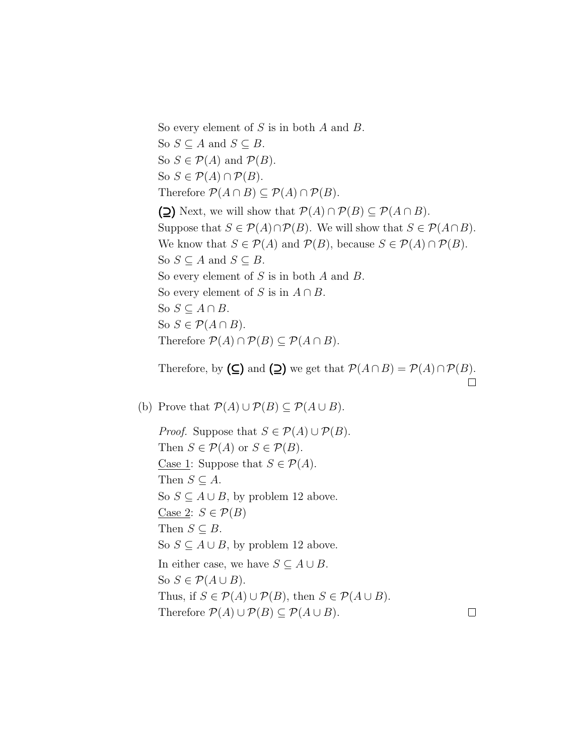So every element of $S$ is in both $A$ and $B$.
So $S \subseteq A$ and $S \subseteq B$.
So $S \in \mathcal{P}(A)$ and $\mathcal{P}(B)$.
So $S \in \mathcal{P}(A) \cap \mathcal{P}(B)$.
Therefore $\mathcal{P}(A \cap B) \subseteq \mathcal{P}(A) \cap \mathcal{P}(B)$.

**(⊇)** Next, we will show that $\mathcal{P}(A) \cap \mathcal{P}(B) \subseteq \mathcal{P}(A \cap B)$.
Suppose that $S \in \mathcal{P}(A) \cap \mathcal{P}(B)$. We will show that $S \in \mathcal{P}(A \cap B)$.
We know that $S \in \mathcal{P}(A)$ and $\mathcal{P}(B)$, because $S \in \mathcal{P}(A) \cap \mathcal{P}(B)$.
So $S \subseteq A$ and $S \subseteq B$.
So every element of $S$ is in both $A$ and $B$.
So every element of $S$ is in $A \cap B$.
So $S \subseteq A \cap B$.
So $S \in \mathcal{P}(A \cap B)$.
Therefore $\mathcal{P}(A) \cap \mathcal{P}(B) \subseteq \mathcal{P}(A \cap B)$.

Therefore, by **(⊆)** and **(⊇)** we get that $\mathcal{P}(A \cap B) = \mathcal{P}(A) \cap \mathcal{P}(B)$. □

(b) Prove that $\mathcal{P}(A) \cup \mathcal{P}(B) \subseteq \mathcal{P}(A \cup B)$.

*Proof.* Suppose that $S \in \mathcal{P}(A) \cup \mathcal{P}(B)$.
Then $S \in \mathcal{P}(A)$ or $S \in \mathcal{P}(B)$.
Case 1: Suppose that $S \in \mathcal{P}(A)$.
Then $S \subseteq A$.
So $S \subseteq A \cup B$, by problem 12 above.
Case 2: $S \in \mathcal{P}(B)$
Then $S \subseteq B$.
So $S \subseteq A \cup B$, by problem 12 above.
In either case, we have $S \subseteq A \cup B$.
So $S \in \mathcal{P}(A \cup B)$.
Thus, if $S \in \mathcal{P}(A) \cup \mathcal{P}(B)$, then $S \in \mathcal{P}(A \cup B)$.
Therefore $\mathcal{P}(A) \cup \mathcal{P}(B) \subseteq \mathcal{P}(A \cup B)$. □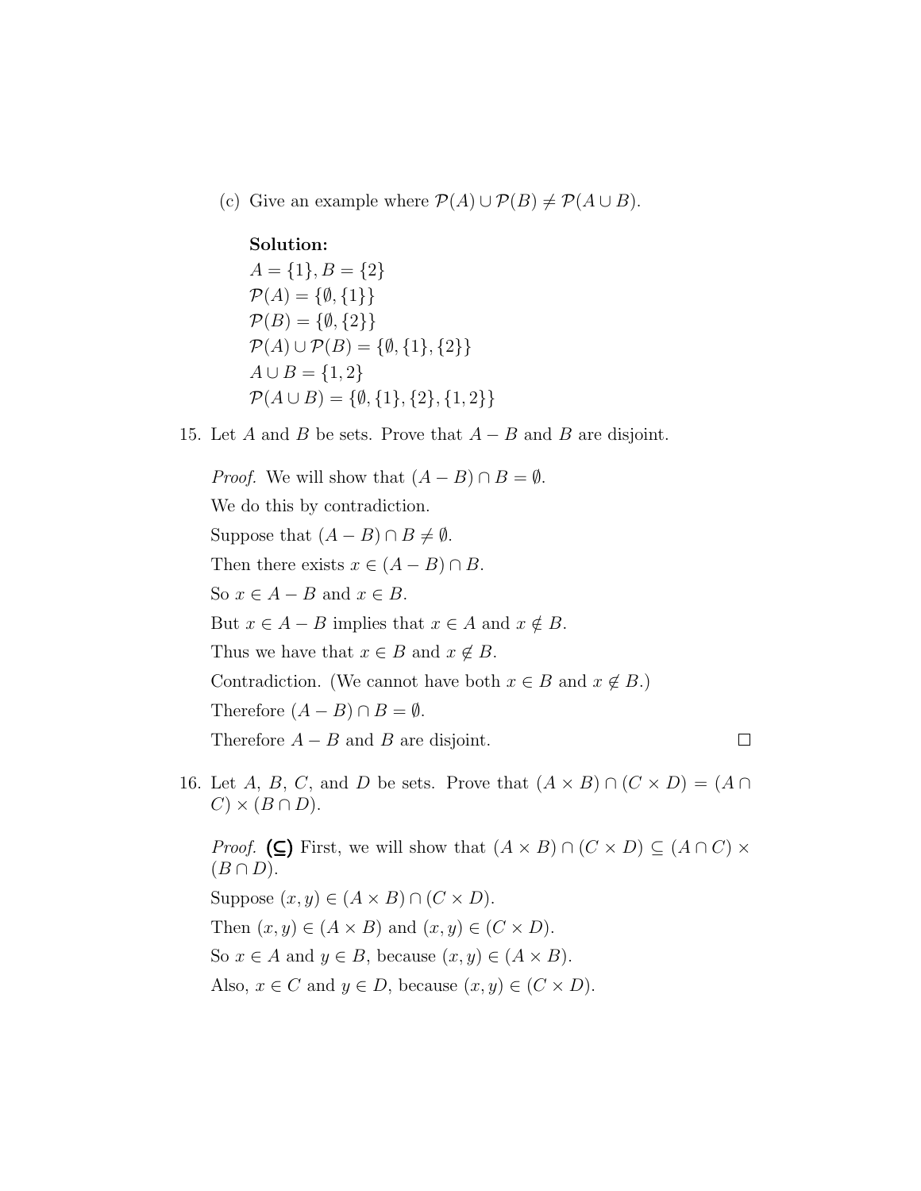(c) Give an example where $\mathcal{P}(A) \cup \mathcal{P}(B) \neq \mathcal{P}(A \cup B)$.

**Solution:**
$A = \{1\}, B = \{2\}$
$\mathcal{P}(A) = \{\emptyset, \{1\}\}$
$\mathcal{P}(B) = \{\emptyset, \{2\}\}$
$\mathcal{P}(A) \cup \mathcal{P}(B) = \{\emptyset, \{1\}, \{2\}\}$
$A \cup B = \{1, 2\}$
$\mathcal{P}(A \cup B) = \{\emptyset, \{1\}, \{2\}, \{1, 2\}\}$

15. Let $A$ and $B$ be sets. Prove that $A - B$ and $B$ are disjoint.

*Proof.* We will show that $(A - B) \cap B = \emptyset$.

We do this by contradiction.

Suppose that $(A - B) \cap B \neq \emptyset$.

Then there exists $x \in (A - B) \cap B$.

So $x \in A - B$ and $x \in B$.

But $x \in A - B$ implies that $x \in A$ and $x \notin B$.

Thus we have that $x \in B$ and $x \notin B$.

Contradiction. (We cannot have both $x \in B$ and $x \notin B$.)

Therefore $(A - B) \cap B = \emptyset$.

Therefore $A - B$ and $B$ are disjoint. □

16. Let $A$, $B$, $C$, and $D$ be sets. Prove that $(A \times B) \cap (C \times D) = (A \cap C) \times (B \cap D)$.

*Proof.* **(⊆)** First, we will show that $(A \times B) \cap (C \times D) \subseteq (A \cap C) \times (B \cap D)$.

Suppose $(x, y) \in (A \times B) \cap (C \times D)$.

Then $(x, y) \in (A \times B)$ and $(x, y) \in (C \times D)$.

So $x \in A$ and $y \in B$, because $(x, y) \in (A \times B)$.

Also, $x \in C$ and $y \in D$, because $(x, y) \in (C \times D)$.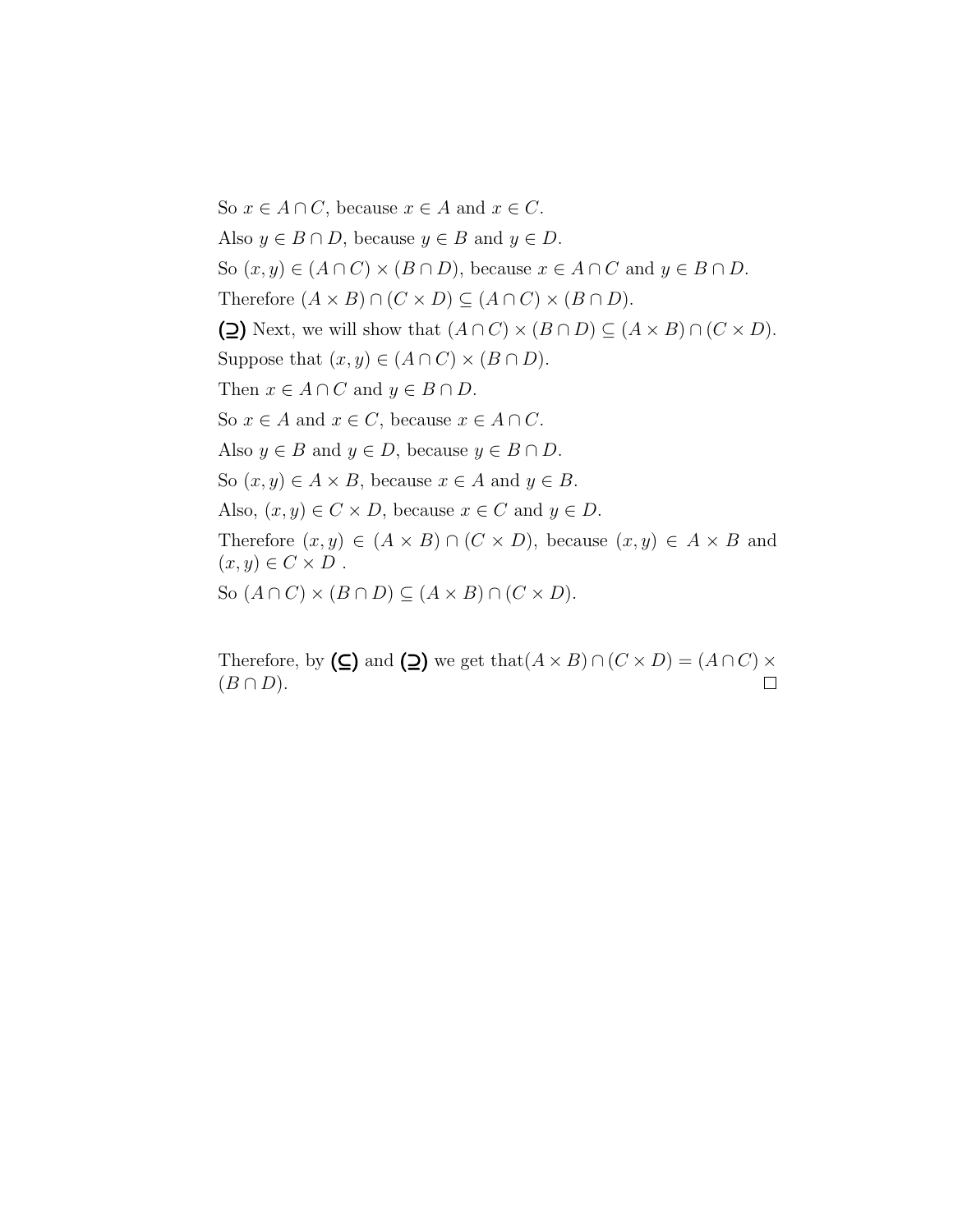So $x \in A \cap C$, because $x \in A$ and $x \in C$.

Also $y \in B \cap D$, because $y \in B$ and $y \in D$.

So $(x, y) \in (A \cap C) \times (B \cap D)$, because $x \in A \cap C$ and $y \in B \cap D$.

Therefore $(A \times B) \cap (C \times D) \subseteq (A \cap C) \times (B \cap D)$.

**(⊇)** Next, we will show that $(A \cap C) \times (B \cap D) \subseteq (A \times B) \cap (C \times D)$.

Suppose that $(x, y) \in (A \cap C) \times (B \cap D)$.

Then $x \in A \cap C$ and $y \in B \cap D$.

So $x \in A$ and $x \in C$, because $x \in A \cap C$.

Also $y \in B$ and $y \in D$, because $y \in B \cap D$.

So $(x, y) \in A \times B$, because $x \in A$ and $y \in B$.

Also, $(x, y) \in C \times D$, because $x \in C$ and $y \in D$.

Therefore $(x, y) \in (A \times B) \cap (C \times D)$, because $(x, y) \in A \times B$ and $(x, y) \in C \times D$ .

So $(A \cap C) \times (B \cap D) \subseteq (A \times B) \cap (C \times D)$.

Therefore, by **(⊆)** and **(⊇)** we get that$(A \times B) \cap (C \times D) = (A \cap C) \times (B \cap D)$. □